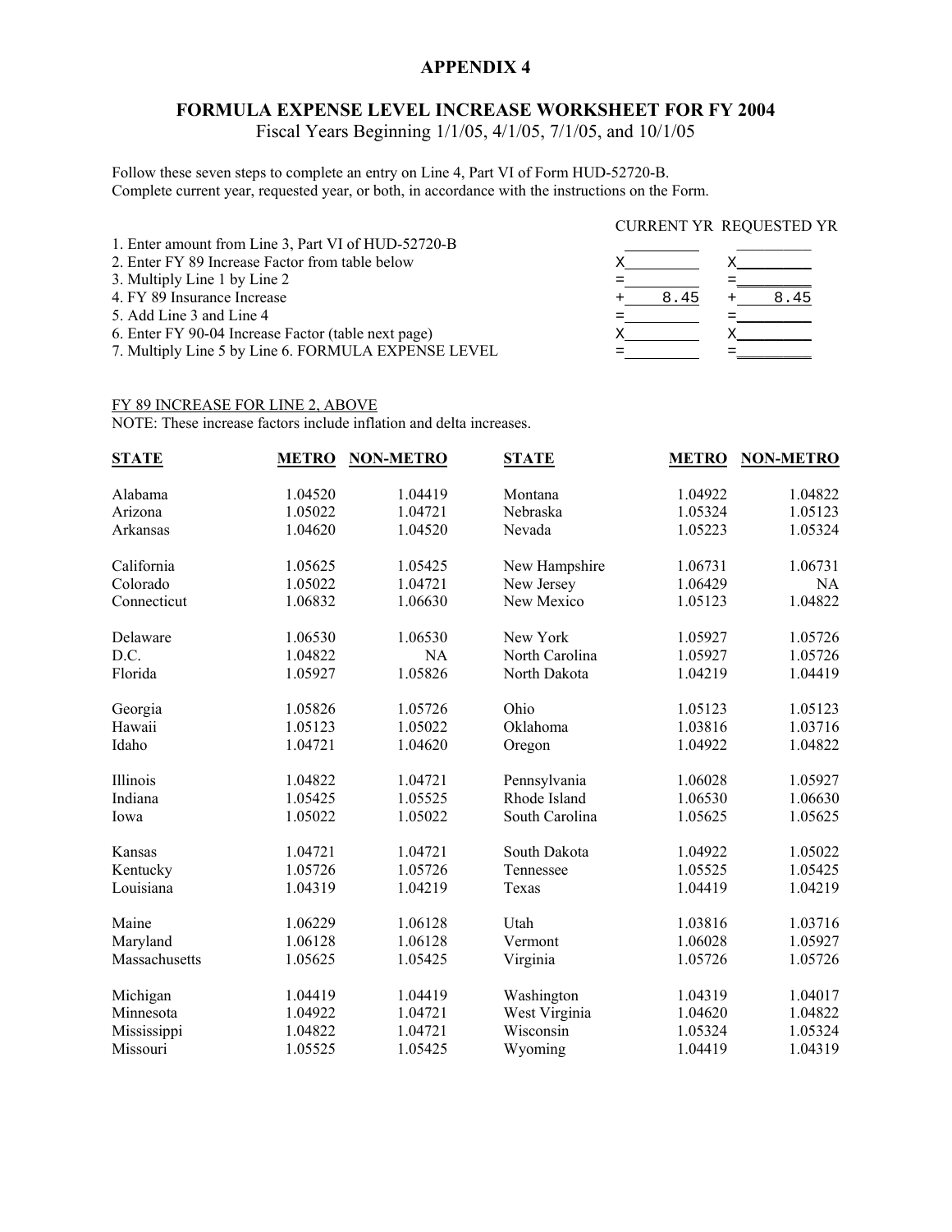# APPENDIX 4

## FORMULA EXPENSE LEVEL INCREASE WORKSHEET FOR FY 2004

Fiscal Years Beginning 1/1/05, 4/1/05, 7/1/05, and 10/1/05

Follow these seven steps to complete an entry on Line 4, Part VI of Form HUD-52720-B.
Complete current year, requested year, or both, in accordance with the instructions on the Form.

| | CURRENT YR | REQUESTED YR |
|---|---|---|
| 1. Enter amount from Line 3, Part VI of HUD-52720-B | ________ | ________ |
| 2. Enter FY 89 Increase Factor from table below | X________ | X________ |
| 3. Multiply Line 1 by Line 2 | =________ | =________ |
| 4. FY 89 Insurance Increase | + 8.45 | + 8.45 |
| 5. Add Line 3 and Line 4 | =________ | =________ |
| 6. Enter FY 90-04 Increase Factor (table next page) | X________ | X________ |
| 7. Multiply Line 5 by Line 6. FORMULA EXPENSE LEVEL | =________ | =________ |

FY 89 INCREASE FOR LINE 2, ABOVE

NOTE: These increase factors include inflation and delta increases.

| STATE | METRO | NON-METRO | STATE | METRO | NON-METRO |
|---|---|---|---|---|---|
| Alabama | 1.04520 | 1.04419 | Montana | 1.04922 | 1.04822 |
| Arizona | 1.05022 | 1.04721 | Nebraska | 1.05324 | 1.05123 |
| Arkansas | 1.04620 | 1.04520 | Nevada | 1.05223 | 1.05324 |
| California | 1.05625 | 1.05425 | New Hampshire | 1.06731 | 1.06731 |
| Colorado | 1.05022 | 1.04721 | New Jersey | 1.06429 | NA |
| Connecticut | 1.06832 | 1.06630 | New Mexico | 1.05123 | 1.04822 |
| Delaware | 1.06530 | 1.06530 | New York | 1.05927 | 1.05726 |
| D.C. | 1.04822 | NA | North Carolina | 1.05927 | 1.05726 |
| Florida | 1.05927 | 1.05826 | North Dakota | 1.04219 | 1.04419 |
| Georgia | 1.05826 | 1.05726 | Ohio | 1.05123 | 1.05123 |
| Hawaii | 1.05123 | 1.05022 | Oklahoma | 1.03816 | 1.03716 |
| Idaho | 1.04721 | 1.04620 | Oregon | 1.04922 | 1.04822 |
| Illinois | 1.04822 | 1.04721 | Pennsylvania | 1.06028 | 1.05927 |
| Indiana | 1.05425 | 1.05525 | Rhode Island | 1.06530 | 1.06630 |
| Iowa | 1.05022 | 1.05022 | South Carolina | 1.05625 | 1.05625 |
| Kansas | 1.04721 | 1.04721 | South Dakota | 1.04922 | 1.05022 |
| Kentucky | 1.05726 | 1.05726 | Tennessee | 1.05525 | 1.05425 |
| Louisiana | 1.04319 | 1.04219 | Texas | 1.04419 | 1.04219 |
| Maine | 1.06229 | 1.06128 | Utah | 1.03816 | 1.03716 |
| Maryland | 1.06128 | 1.06128 | Vermont | 1.06028 | 1.05927 |
| Massachusetts | 1.05625 | 1.05425 | Virginia | 1.05726 | 1.05726 |
| Michigan | 1.04419 | 1.04419 | Washington | 1.04319 | 1.04017 |
| Minnesota | 1.04922 | 1.04721 | West Virginia | 1.04620 | 1.04822 |
| Mississippi | 1.04822 | 1.04721 | Wisconsin | 1.05324 | 1.05324 |
| Missouri | 1.05525 | 1.05425 | Wyoming | 1.04419 | 1.04319 |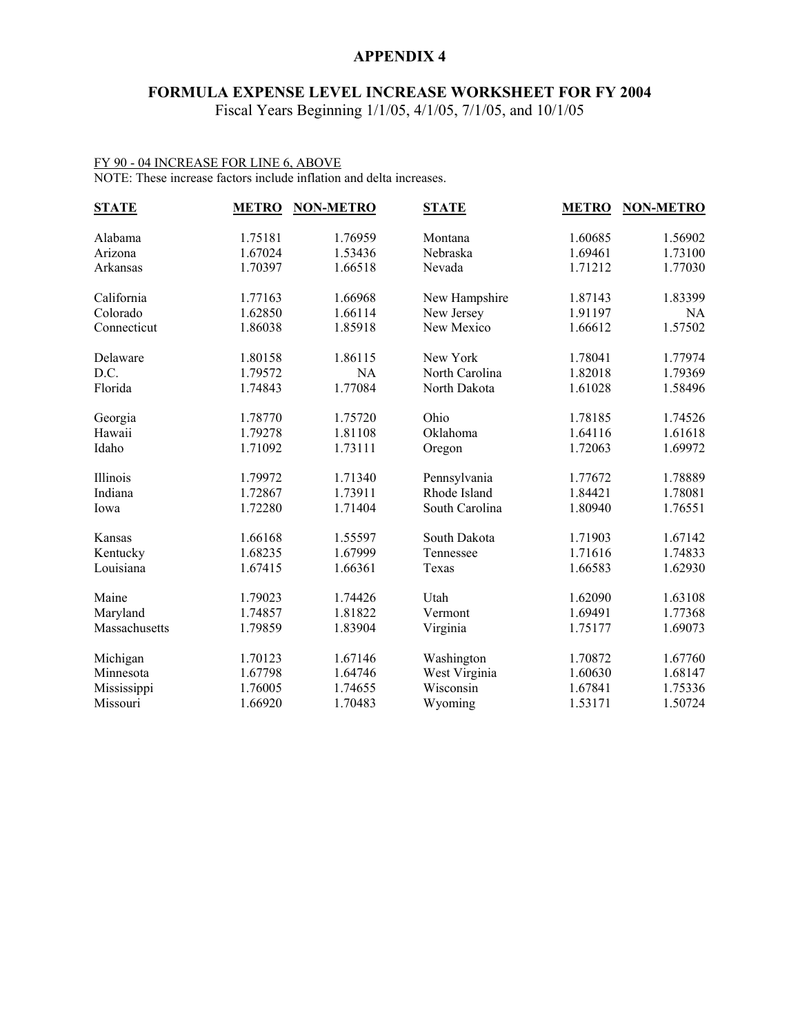# APPENDIX 4

## FORMULA EXPENSE LEVEL INCREASE WORKSHEET FOR FY 2004

Fiscal Years Beginning 1/1/05, 4/1/05, 7/1/05, and 10/1/05

FY 90 - 04 INCREASE FOR LINE 6, ABOVE

NOTE: These increase factors include inflation and delta increases.

| STATE | METRO | NON-METRO | STATE | METRO | NON-METRO |
|---|---|---|---|---|---|
| Alabama | 1.75181 | 1.76959 | Montana | 1.60685 | 1.56902 |
| Arizona | 1.67024 | 1.53436 | Nebraska | 1.69461 | 1.73100 |
| Arkansas | 1.70397 | 1.66518 | Nevada | 1.71212 | 1.77030 |
| California | 1.77163 | 1.66968 | New Hampshire | 1.87143 | 1.83399 |
| Colorado | 1.62850 | 1.66114 | New Jersey | 1.91197 | NA |
| Connecticut | 1.86038 | 1.85918 | New Mexico | 1.66612 | 1.57502 |
| Delaware | 1.80158 | 1.86115 | New York | 1.78041 | 1.77974 |
| D.C. | 1.79572 | NA | North Carolina | 1.82018 | 1.79369 |
| Florida | 1.74843 | 1.77084 | North Dakota | 1.61028 | 1.58496 |
| Georgia | 1.78770 | 1.75720 | Ohio | 1.78185 | 1.74526 |
| Hawaii | 1.79278 | 1.81108 | Oklahoma | 1.64116 | 1.61618 |
| Idaho | 1.71092 | 1.73111 | Oregon | 1.72063 | 1.69972 |
| Illinois | 1.79972 | 1.71340 | Pennsylvania | 1.77672 | 1.78889 |
| Indiana | 1.72867 | 1.73911 | Rhode Island | 1.84421 | 1.78081 |
| Iowa | 1.72280 | 1.71404 | South Carolina | 1.80940 | 1.76551 |
| Kansas | 1.66168 | 1.55597 | South Dakota | 1.71903 | 1.67142 |
| Kentucky | 1.68235 | 1.67999 | Tennessee | 1.71616 | 1.74833 |
| Louisiana | 1.67415 | 1.66361 | Texas | 1.66583 | 1.62930 |
| Maine | 1.79023 | 1.74426 | Utah | 1.62090 | 1.63108 |
| Maryland | 1.74857 | 1.81822 | Vermont | 1.69491 | 1.77368 |
| Massachusetts | 1.79859 | 1.83904 | Virginia | 1.75177 | 1.69073 |
| Michigan | 1.70123 | 1.67146 | Washington | 1.70872 | 1.67760 |
| Minnesota | 1.67798 | 1.64746 | West Virginia | 1.60630 | 1.68147 |
| Mississippi | 1.76005 | 1.74655 | Wisconsin | 1.67841 | 1.75336 |
| Missouri | 1.66920 | 1.70483 | Wyoming | 1.53171 | 1.50724 |